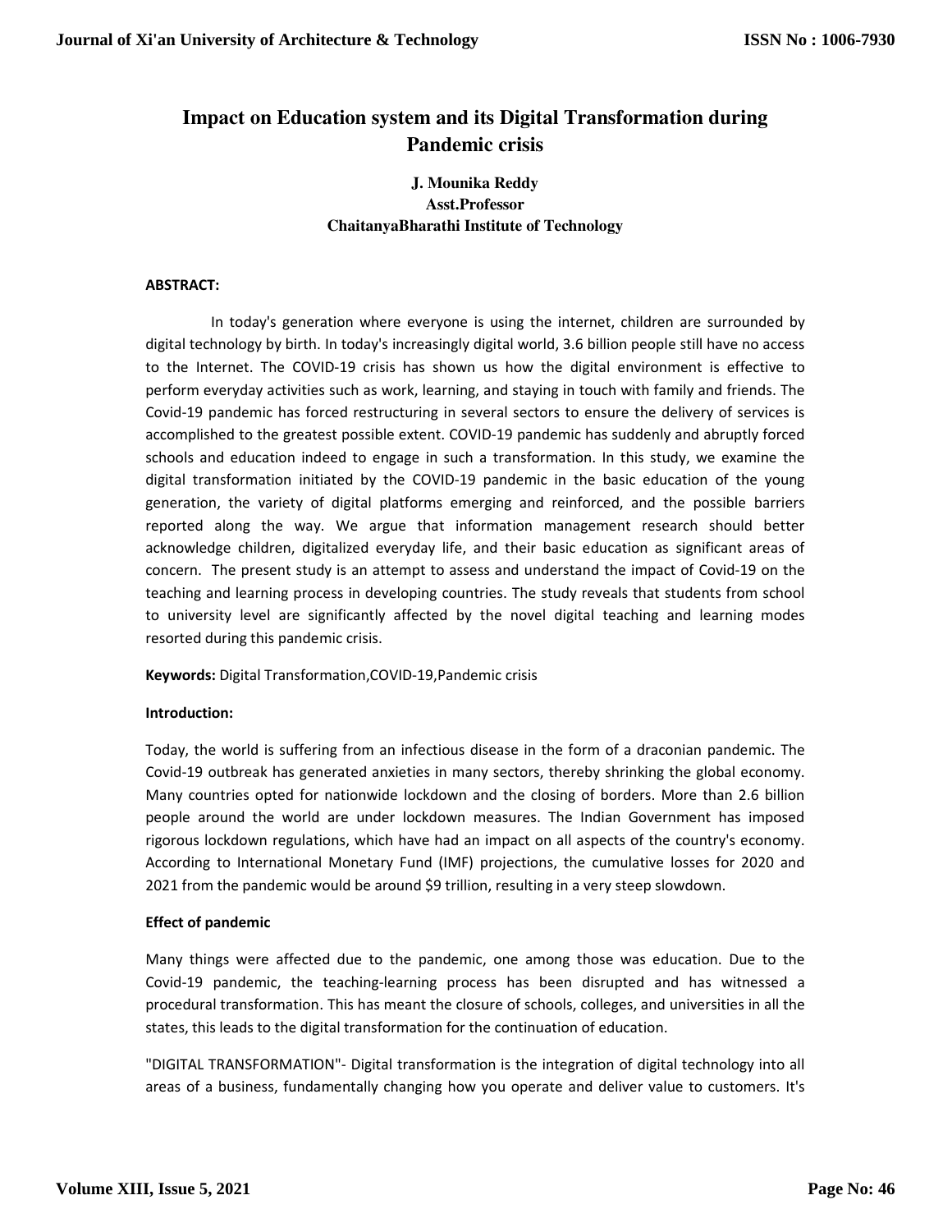# Impact on Education system and its Digital Transformation during Pandemic crisis

**J. Mounika Reddy**
**Asst.Professor**
**ChaitanyaBharathi Institute of Technology**

**ABSTRACT:**

In today's generation where everyone is using the internet, children are surrounded by digital technology by birth. In today's increasingly digital world, 3.6 billion people still have no access to the Internet. The COVID-19 crisis has shown us how the digital environment is effective to perform everyday activities such as work, learning, and staying in touch with family and friends. The Covid-19 pandemic has forced restructuring in several sectors to ensure the delivery of services is accomplished to the greatest possible extent. COVID-19 pandemic has suddenly and abruptly forced schools and education indeed to engage in such a transformation. In this study, we examine the digital transformation initiated by the COVID-19 pandemic in the basic education of the young generation, the variety of digital platforms emerging and reinforced, and the possible barriers reported along the way. We argue that information management research should better acknowledge children, digitalized everyday life, and their basic education as significant areas of concern. The present study is an attempt to assess and understand the impact of Covid-19 on the teaching and learning process in developing countries. The study reveals that students from school to university level are significantly affected by the novel digital teaching and learning modes resorted during this pandemic crisis.

**Keywords:** Digital Transformation,COVID-19,Pandemic crisis

**Introduction:**

Today, the world is suffering from an infectious disease in the form of a draconian pandemic. The Covid-19 outbreak has generated anxieties in many sectors, thereby shrinking the global economy. Many countries opted for nationwide lockdown and the closing of borders. More than 2.6 billion people around the world are under lockdown measures. The Indian Government has imposed rigorous lockdown regulations, which have had an impact on all aspects of the country's economy. According to International Monetary Fund (IMF) projections, the cumulative losses for 2020 and 2021 from the pandemic would be around $9 trillion, resulting in a very steep slowdown.

**Effect of pandemic**

Many things were affected due to the pandemic, one among those was education. Due to the Covid-19 pandemic, the teaching-learning process has been disrupted and has witnessed a procedural transformation. This has meant the closure of schools, colleges, and universities in all the states, this leads to the digital transformation for the continuation of education.

"DIGITAL TRANSFORMATION"- Digital transformation is the integration of digital technology into all areas of a business, fundamentally changing how you operate and deliver value to customers. It's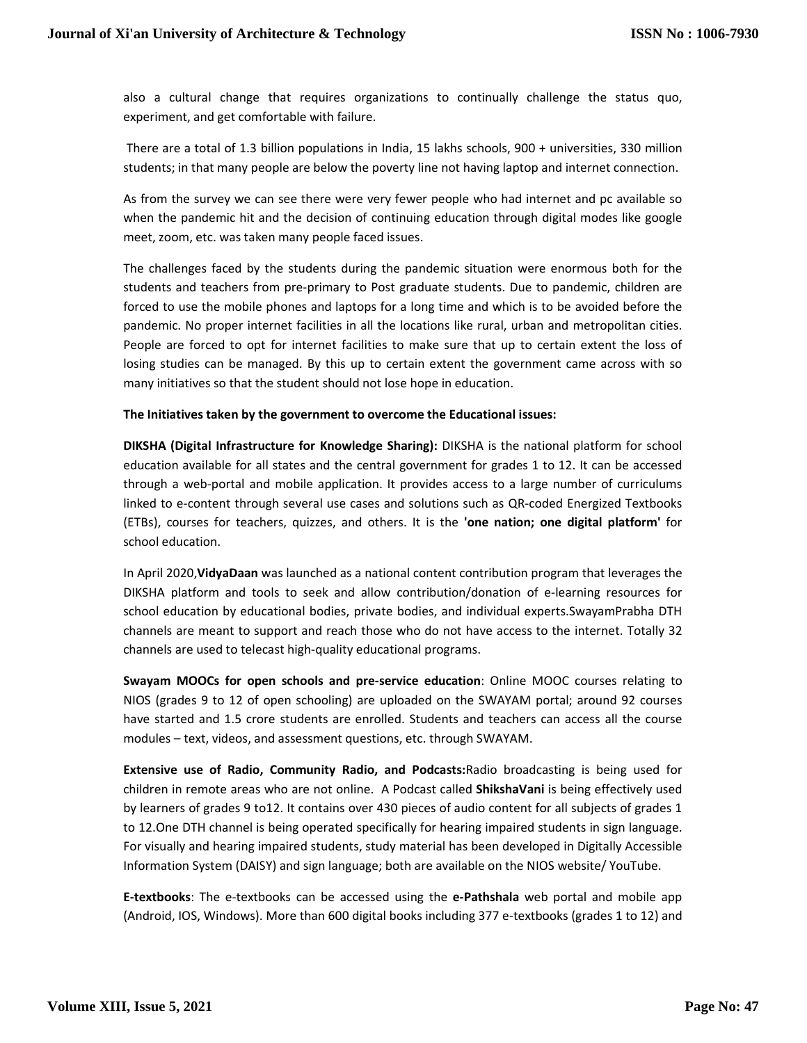also a cultural change that requires organizations to continually challenge the status quo, experiment, and get comfortable with failure.

There are a total of 1.3 billion populations in India, 15 lakhs schools, 900 + universities, 330 million students; in that many people are below the poverty line not having laptop and internet connection.

As from the survey we can see there were very fewer people who had internet and pc available so when the pandemic hit and the decision of continuing education through digital modes like google meet, zoom, etc. was taken many people faced issues.

The challenges faced by the students during the pandemic situation were enormous both for the students and teachers from pre-primary to Post graduate students. Due to pandemic, children are forced to use the mobile phones and laptops for a long time and which is to be avoided before the pandemic. No proper internet facilities in all the locations like rural, urban and metropolitan cities. People are forced to opt for internet facilities to make sure that up to certain extent the loss of losing studies can be managed. By this up to certain extent the government came across with so many initiatives so that the student should not lose hope in education.

**The Initiatives taken by the government to overcome the Educational issues:**

**DIKSHA (Digital Infrastructure for Knowledge Sharing):** DIKSHA is the national platform for school education available for all states and the central government for grades 1 to 12. It can be accessed through a web-portal and mobile application. It provides access to a large number of curriculums linked to e-content through several use cases and solutions such as QR-coded Energized Textbooks (ETBs), courses for teachers, quizzes, and others. It is the **'one nation; one digital platform'** for school education.

In April 2020,**VidyaDaan** was launched as a national content contribution program that leverages the DIKSHA platform and tools to seek and allow contribution/donation of e-learning resources for school education by educational bodies, private bodies, and individual experts.SwayamPrabha DTH channels are meant to support and reach those who do not have access to the internet. Totally 32 channels are used to telecast high-quality educational programs.

**Swayam MOOCs for open schools and pre-service education**: Online MOOC courses relating to NIOS (grades 9 to 12 of open schooling) are uploaded on the SWAYAM portal; around 92 courses have started and 1.5 crore students are enrolled. Students and teachers can access all the course modules – text, videos, and assessment questions, etc. through SWAYAM.

**Extensive use of Radio, Community Radio, and Podcasts:**Radio broadcasting is being used for children in remote areas who are not online. A Podcast called **ShikshaVani** is being effectively used by learners of grades 9 to12. It contains over 430 pieces of audio content for all subjects of grades 1 to 12.One DTH channel is being operated specifically for hearing impaired students in sign language. For visually and hearing impaired students, study material has been developed in Digitally Accessible Information System (DAISY) and sign language; both are available on the NIOS website/ YouTube.

**E-textbooks**: The e-textbooks can be accessed using the **e-Pathshala** web portal and mobile app (Android, IOS, Windows). More than 600 digital books including 377 e-textbooks (grades 1 to 12) and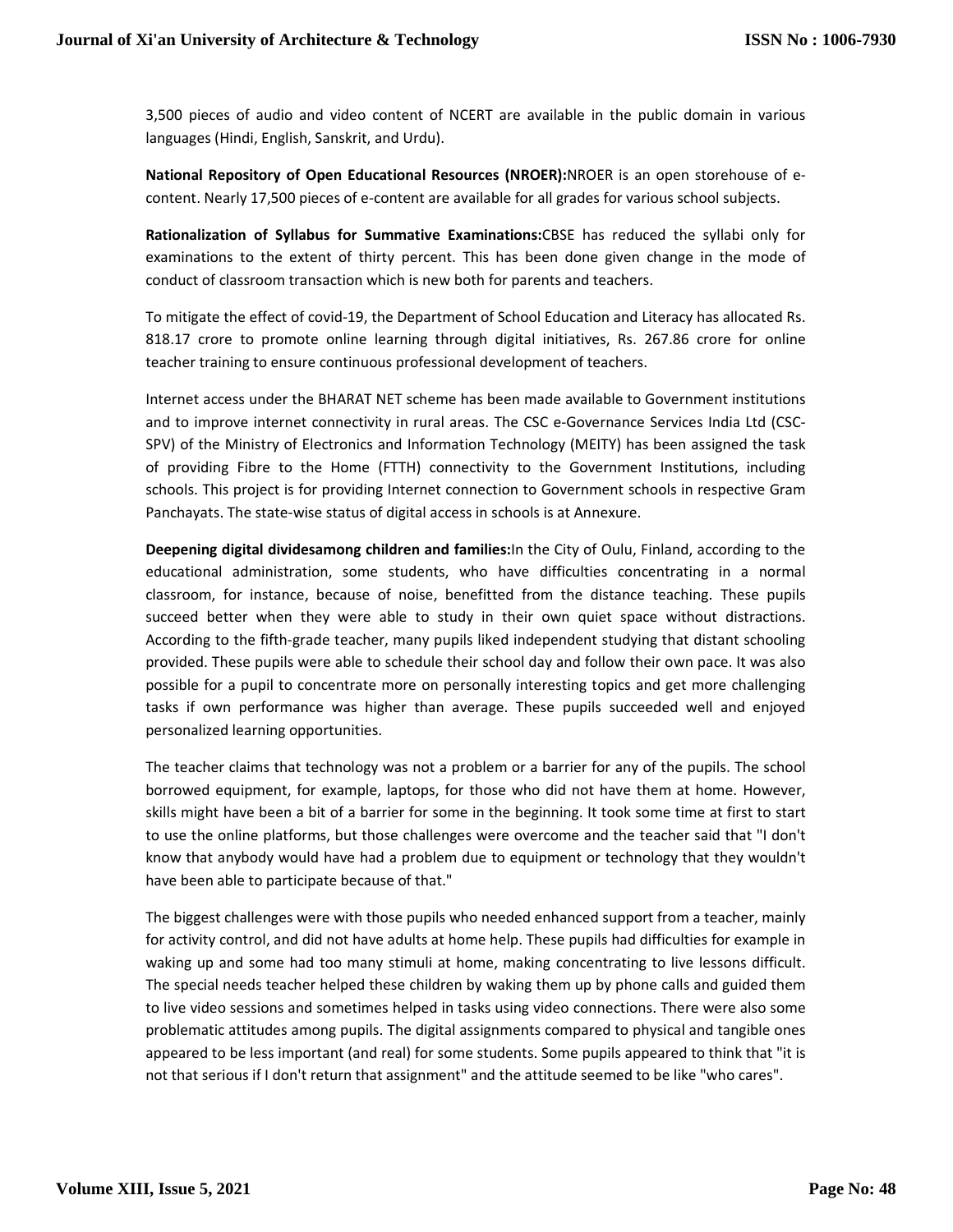3,500 pieces of audio and video content of NCERT are available in the public domain in various languages (Hindi, English, Sanskrit, and Urdu).

**National Repository of Open Educational Resources (NROER):**NROER is an open storehouse of e-content. Nearly 17,500 pieces of e-content are available for all grades for various school subjects.

**Rationalization of Syllabus for Summative Examinations:**CBSE has reduced the syllabi only for examinations to the extent of thirty percent. This has been done given change in the mode of conduct of classroom transaction which is new both for parents and teachers.

To mitigate the effect of covid-19, the Department of School Education and Literacy has allocated Rs. 818.17 crore to promote online learning through digital initiatives, Rs. 267.86 crore for online teacher training to ensure continuous professional development of teachers.

Internet access under the BHARAT NET scheme has been made available to Government institutions and to improve internet connectivity in rural areas. The CSC e-Governance Services India Ltd (CSC-SPV) of the Ministry of Electronics and Information Technology (MEITY) has been assigned the task of providing Fibre to the Home (FTTH) connectivity to the Government Institutions, including schools. This project is for providing Internet connection to Government schools in respective Gram Panchayats. The state-wise status of digital access in schools is at Annexure.

**Deepening digital dividesamong children and families:**In the City of Oulu, Finland, according to the educational administration, some students, who have difficulties concentrating in a normal classroom, for instance, because of noise, benefitted from the distance teaching. These pupils succeed better when they were able to study in their own quiet space without distractions. According to the fifth-grade teacher, many pupils liked independent studying that distant schooling provided. These pupils were able to schedule their school day and follow their own pace. It was also possible for a pupil to concentrate more on personally interesting topics and get more challenging tasks if own performance was higher than average. These pupils succeeded well and enjoyed personalized learning opportunities.

The teacher claims that technology was not a problem or a barrier for any of the pupils. The school borrowed equipment, for example, laptops, for those who did not have them at home. However, skills might have been a bit of a barrier for some in the beginning. It took some time at first to start to use the online platforms, but those challenges were overcome and the teacher said that "I don't know that anybody would have had a problem due to equipment or technology that they wouldn't have been able to participate because of that."

The biggest challenges were with those pupils who needed enhanced support from a teacher, mainly for activity control, and did not have adults at home help. These pupils had difficulties for example in waking up and some had too many stimuli at home, making concentrating to live lessons difficult. The special needs teacher helped these children by waking them up by phone calls and guided them to live video sessions and sometimes helped in tasks using video connections. There were also some problematic attitudes among pupils. The digital assignments compared to physical and tangible ones appeared to be less important (and real) for some students. Some pupils appeared to think that "it is not that serious if I don't return that assignment" and the attitude seemed to be like "who cares".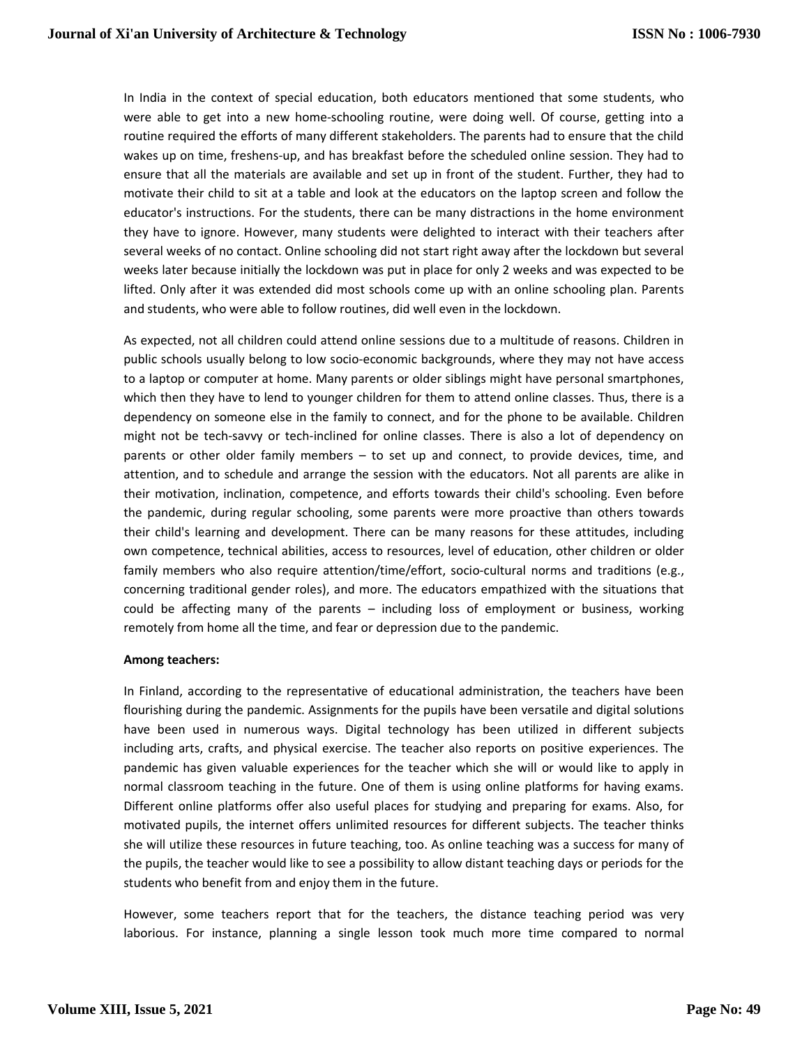In India in the context of special education, both educators mentioned that some students, who were able to get into a new home-schooling routine, were doing well. Of course, getting into a routine required the efforts of many different stakeholders. The parents had to ensure that the child wakes up on time, freshens-up, and has breakfast before the scheduled online session. They had to ensure that all the materials are available and set up in front of the student. Further, they had to motivate their child to sit at a table and look at the educators on the laptop screen and follow the educator's instructions. For the students, there can be many distractions in the home environment they have to ignore. However, many students were delighted to interact with their teachers after several weeks of no contact. Online schooling did not start right away after the lockdown but several weeks later because initially the lockdown was put in place for only 2 weeks and was expected to be lifted. Only after it was extended did most schools come up with an online schooling plan. Parents and students, who were able to follow routines, did well even in the lockdown.

As expected, not all children could attend online sessions due to a multitude of reasons. Children in public schools usually belong to low socio-economic backgrounds, where they may not have access to a laptop or computer at home. Many parents or older siblings might have personal smartphones, which then they have to lend to younger children for them to attend online classes. Thus, there is a dependency on someone else in the family to connect, and for the phone to be available. Children might not be tech-savvy or tech-inclined for online classes. There is also a lot of dependency on parents or other older family members – to set up and connect, to provide devices, time, and attention, and to schedule and arrange the session with the educators. Not all parents are alike in their motivation, inclination, competence, and efforts towards their child's schooling. Even before the pandemic, during regular schooling, some parents were more proactive than others towards their child's learning and development. There can be many reasons for these attitudes, including own competence, technical abilities, access to resources, level of education, other children or older family members who also require attention/time/effort, socio-cultural norms and traditions (e.g., concerning traditional gender roles), and more. The educators empathized with the situations that could be affecting many of the parents – including loss of employment or business, working remotely from home all the time, and fear or depression due to the pandemic.

**Among teachers:**

In Finland, according to the representative of educational administration, the teachers have been flourishing during the pandemic. Assignments for the pupils have been versatile and digital solutions have been used in numerous ways. Digital technology has been utilized in different subjects including arts, crafts, and physical exercise. The teacher also reports on positive experiences. The pandemic has given valuable experiences for the teacher which she will or would like to apply in normal classroom teaching in the future. One of them is using online platforms for having exams. Different online platforms offer also useful places for studying and preparing for exams. Also, for motivated pupils, the internet offers unlimited resources for different subjects. The teacher thinks she will utilize these resources in future teaching, too. As online teaching was a success for many of the pupils, the teacher would like to see a possibility to allow distant teaching days or periods for the students who benefit from and enjoy them in the future.

However, some teachers report that for the teachers, the distance teaching period was very laborious. For instance, planning a single lesson took much more time compared to normal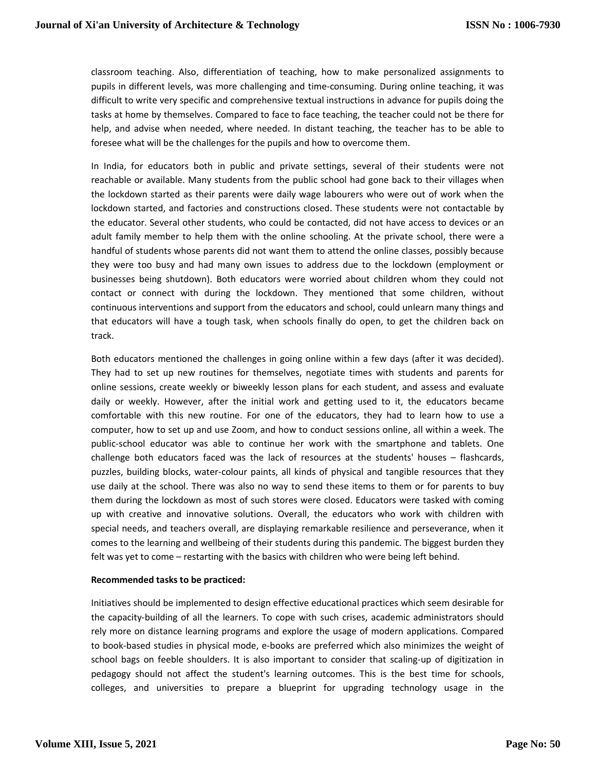classroom teaching. Also, differentiation of teaching, how to make personalized assignments to pupils in different levels, was more challenging and time-consuming. During online teaching, it was difficult to write very specific and comprehensive textual instructions in advance for pupils doing the tasks at home by themselves. Compared to face to face teaching, the teacher could not be there for help, and advise when needed, where needed. In distant teaching, the teacher has to be able to foresee what will be the challenges for the pupils and how to overcome them.

In India, for educators both in public and private settings, several of their students were not reachable or available. Many students from the public school had gone back to their villages when the lockdown started as their parents were daily wage labourers who were out of work when the lockdown started, and factories and constructions closed. These students were not contactable by the educator. Several other students, who could be contacted, did not have access to devices or an adult family member to help them with the online schooling. At the private school, there were a handful of students whose parents did not want them to attend the online classes, possibly because they were too busy and had many own issues to address due to the lockdown (employment or businesses being shutdown). Both educators were worried about children whom they could not contact or connect with during the lockdown. They mentioned that some children, without continuous interventions and support from the educators and school, could unlearn many things and that educators will have a tough task, when schools finally do open, to get the children back on track.

Both educators mentioned the challenges in going online within a few days (after it was decided). They had to set up new routines for themselves, negotiate times with students and parents for online sessions, create weekly or biweekly lesson plans for each student, and assess and evaluate daily or weekly. However, after the initial work and getting used to it, the educators became comfortable with this new routine. For one of the educators, they had to learn how to use a computer, how to set up and use Zoom, and how to conduct sessions online, all within a week. The public-school educator was able to continue her work with the smartphone and tablets. One challenge both educators faced was the lack of resources at the students' houses – flashcards, puzzles, building blocks, water-colour paints, all kinds of physical and tangible resources that they use daily at the school. There was also no way to send these items to them or for parents to buy them during the lockdown as most of such stores were closed. Educators were tasked with coming up with creative and innovative solutions. Overall, the educators who work with children with special needs, and teachers overall, are displaying remarkable resilience and perseverance, when it comes to the learning and wellbeing of their students during this pandemic. The biggest burden they felt was yet to come – restarting with the basics with children who were being left behind.

**Recommended tasks to be practiced:**

Initiatives should be implemented to design effective educational practices which seem desirable for the capacity-building of all the learners. To cope with such crises, academic administrators should rely more on distance learning programs and explore the usage of modern applications. Compared to book-based studies in physical mode, e-books are preferred which also minimizes the weight of school bags on feeble shoulders. It is also important to consider that scaling-up of digitization in pedagogy should not affect the student's learning outcomes. This is the best time for schools, colleges, and universities to prepare a blueprint for upgrading technology usage in the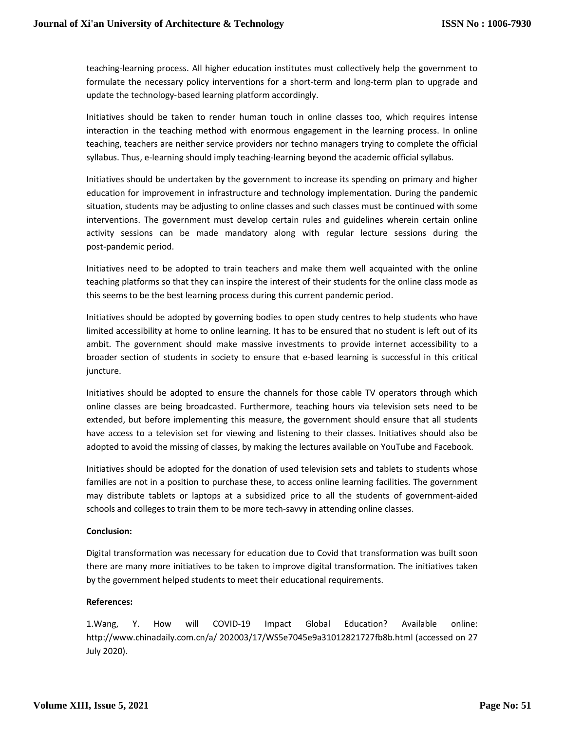teaching-learning process. All higher education institutes must collectively help the government to formulate the necessary policy interventions for a short-term and long-term plan to upgrade and update the technology-based learning platform accordingly.

Initiatives should be taken to render human touch in online classes too, which requires intense interaction in the teaching method with enormous engagement in the learning process. In online teaching, teachers are neither service providers nor techno managers trying to complete the official syllabus. Thus, e-learning should imply teaching-learning beyond the academic official syllabus.

Initiatives should be undertaken by the government to increase its spending on primary and higher education for improvement in infrastructure and technology implementation. During the pandemic situation, students may be adjusting to online classes and such classes must be continued with some interventions. The government must develop certain rules and guidelines wherein certain online activity sessions can be made mandatory along with regular lecture sessions during the post-pandemic period.

Initiatives need to be adopted to train teachers and make them well acquainted with the online teaching platforms so that they can inspire the interest of their students for the online class mode as this seems to be the best learning process during this current pandemic period.

Initiatives should be adopted by governing bodies to open study centres to help students who have limited accessibility at home to online learning. It has to be ensured that no student is left out of its ambit. The government should make massive investments to provide internet accessibility to a broader section of students in society to ensure that e-based learning is successful in this critical juncture.

Initiatives should be adopted to ensure the channels for those cable TV operators through which online classes are being broadcasted. Furthermore, teaching hours via television sets need to be extended, but before implementing this measure, the government should ensure that all students have access to a television set for viewing and listening to their classes. Initiatives should also be adopted to avoid the missing of classes, by making the lectures available on YouTube and Facebook.

Initiatives should be adopted for the donation of used television sets and tablets to students whose families are not in a position to purchase these, to access online learning facilities. The government may distribute tablets or laptops at a subsidized price to all the students of government-aided schools and colleges to train them to be more tech-savvy in attending online classes.

**Conclusion:**

Digital transformation was necessary for education due to Covid that transformation was built soon there are many more initiatives to be taken to improve digital transformation. The initiatives taken by the government helped students to meet their educational requirements.

**References:**

1.Wang, Y. How will COVID-19 Impact Global Education? Available online: http://www.chinadaily.com.cn/a/ 202003/17/WS5e7045e9a31012821727fb8b.html (accessed on 27 July 2020).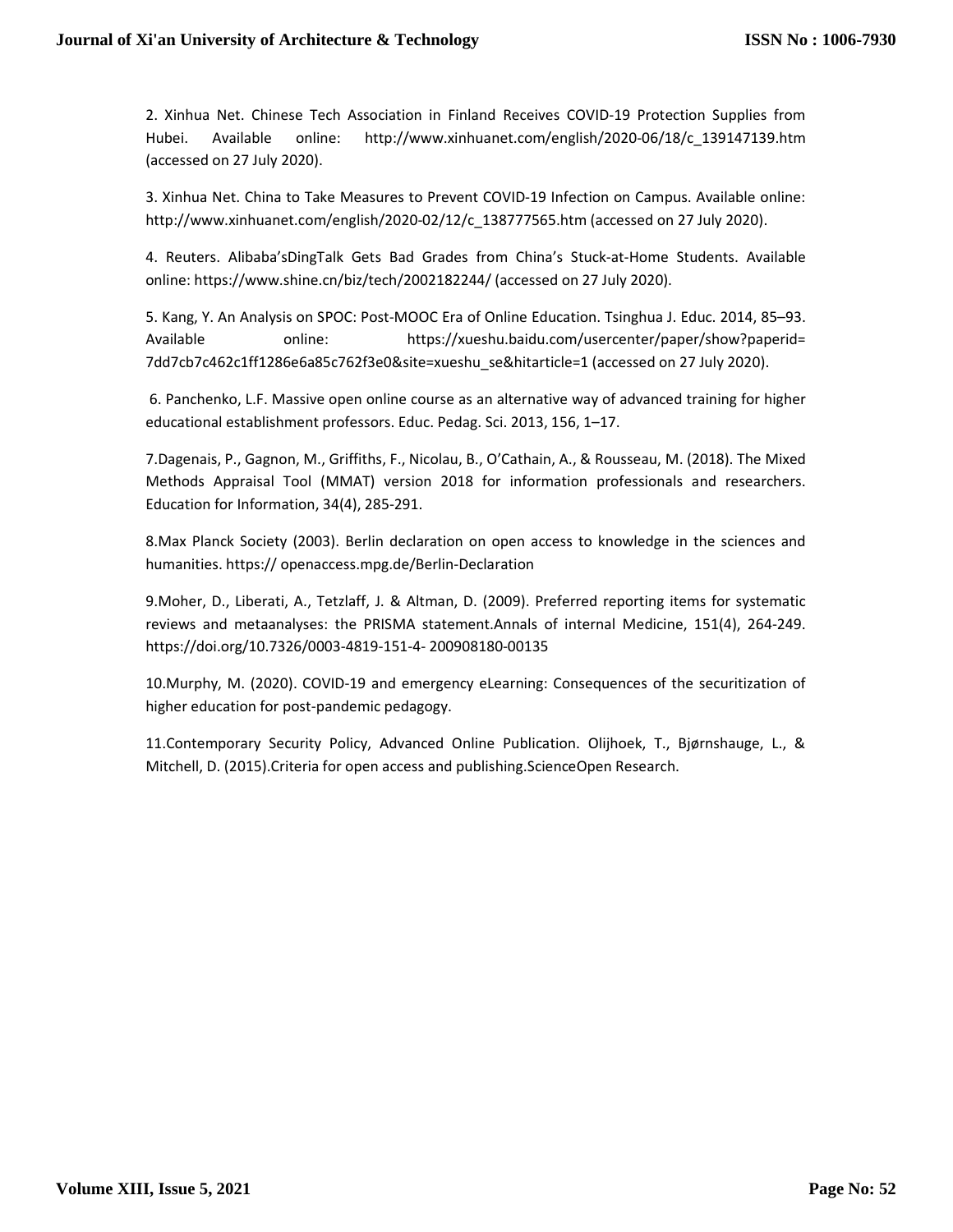2. Xinhua Net. Chinese Tech Association in Finland Receives COVID-19 Protection Supplies from Hubei. Available online: http://www.xinhuanet.com/english/2020-06/18/c_139147139.htm (accessed on 27 July 2020).

3. Xinhua Net. China to Take Measures to Prevent COVID-19 Infection on Campus. Available online: http://www.xinhuanet.com/english/2020-02/12/c_138777565.htm (accessed on 27 July 2020).

4. Reuters. Alibaba'sDingTalk Gets Bad Grades from China's Stuck-at-Home Students. Available online: https://www.shine.cn/biz/tech/2002182244/ (accessed on 27 July 2020).

5. Kang, Y. An Analysis on SPOC: Post-MOOC Era of Online Education. Tsinghua J. Educ. 2014, 85–93. Available online: https://xueshu.baidu.com/usercenter/paper/show?paperid= 7dd7cb7c462c1ff1286e6a85c762f3e0&site=xueshu_se&hitarticle=1 (accessed on 27 July 2020).

6. Panchenko, L.F. Massive open online course as an alternative way of advanced training for higher educational establishment professors. Educ. Pedag. Sci. 2013, 156, 1–17.

7.Dagenais, P., Gagnon, M., Griffiths, F., Nicolau, B., O'Cathain, A., & Rousseau, M. (2018). The Mixed Methods Appraisal Tool (MMAT) version 2018 for information professionals and researchers. Education for Information, 34(4), 285-291.

8.Max Planck Society (2003). Berlin declaration on open access to knowledge in the sciences and humanities. https:// openaccess.mpg.de/Berlin-Declaration

9.Moher, D., Liberati, A., Tetzlaff, J. & Altman, D. (2009). Preferred reporting items for systematic reviews and metaanalyses: the PRISMA statement.Annals of internal Medicine, 151(4), 264-249. https://doi.org/10.7326/0003-4819-151-4- 200908180-00135

10.Murphy, M. (2020). COVID-19 and emergency eLearning: Consequences of the securitization of higher education for post-pandemic pedagogy.

11.Contemporary Security Policy, Advanced Online Publication. Olijhoek, T., Bjørnshauge, L., & Mitchell, D. (2015).Criteria for open access and publishing.ScienceOpen Research.